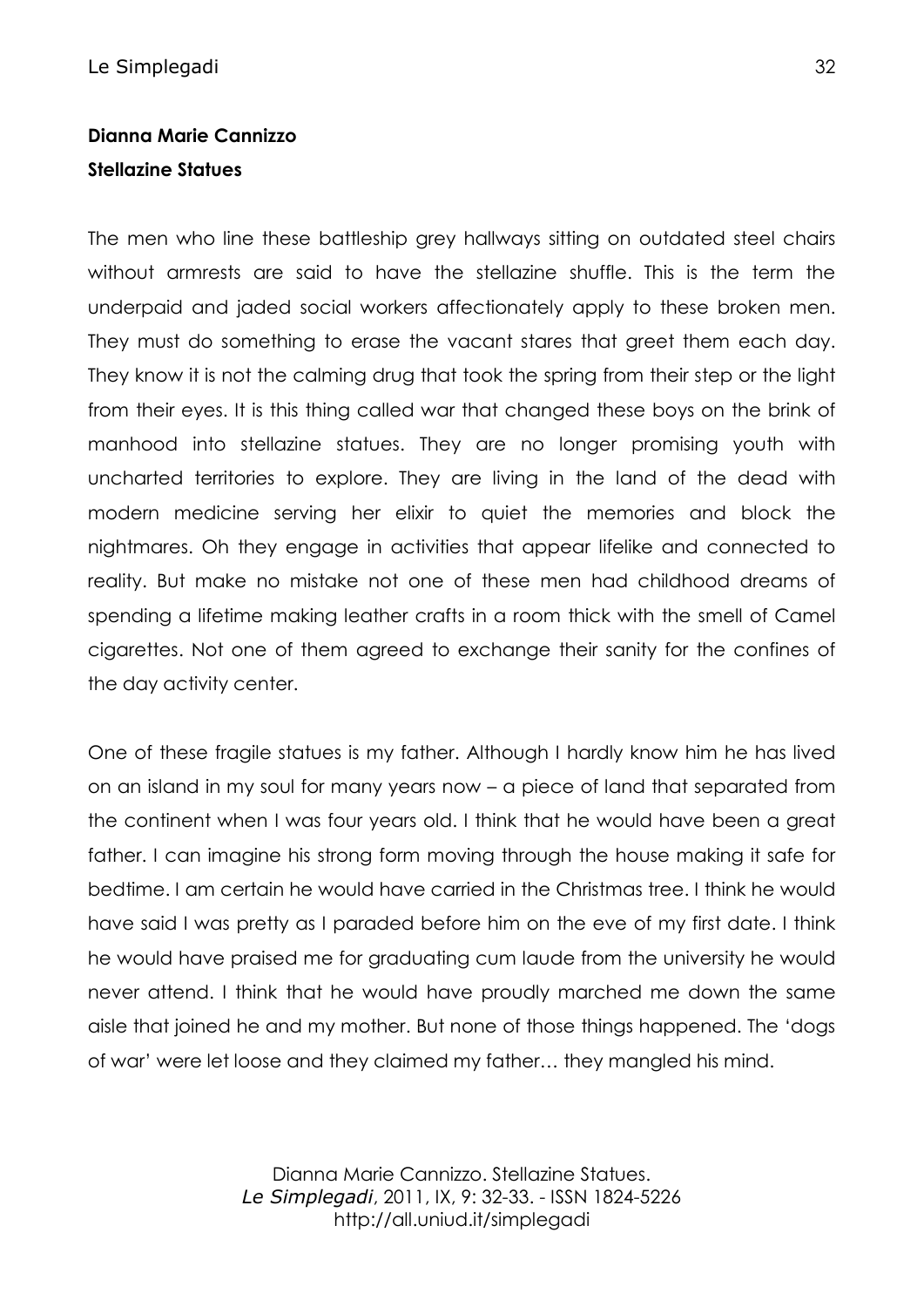**Dianna Marie Cannizzo**

**Stellazine Statues**

The men who line these battleship grey hallways sitting on outdated steel chairs without armrests are said to have the stellazine shuffle. This is the term the underpaid and jaded social workers affectionately apply to these broken men. They must do something to erase the vacant stares that greet them each day. They know it is not the calming drug that took the spring from their step or the light from their eyes. It is this thing called war that changed these boys on the brink of manhood into stellazine statues. They are no longer promising youth with uncharted territories to explore. They are living in the land of the dead with modern medicine serving her elixir to quiet the memories and block the nightmares. Oh they engage in activities that appear lifelike and connected to reality. But make no mistake not one of these men had childhood dreams of spending a lifetime making leather crafts in a room thick with the smell of Camel cigarettes. Not one of them agreed to exchange their sanity for the confines of the day activity center.

One of these fragile statues is my father. Although I hardly know him he has lived on an island in my soul for many years now – a piece of land that separated from the continent when I was four years old. I think that he would have been a great father. I can imagine his strong form moving through the house making it safe for bedtime. I am certain he would have carried in the Christmas tree. I think he would have said I was pretty as I paraded before him on the eve of my first date. I think he would have praised me for graduating cum laude from the university he would never attend. I think that he would have proudly marched me down the same aisle that joined he and my mother. But none of those things happened. The 'dogs of war' were let loose and they claimed my father… they mangled his mind.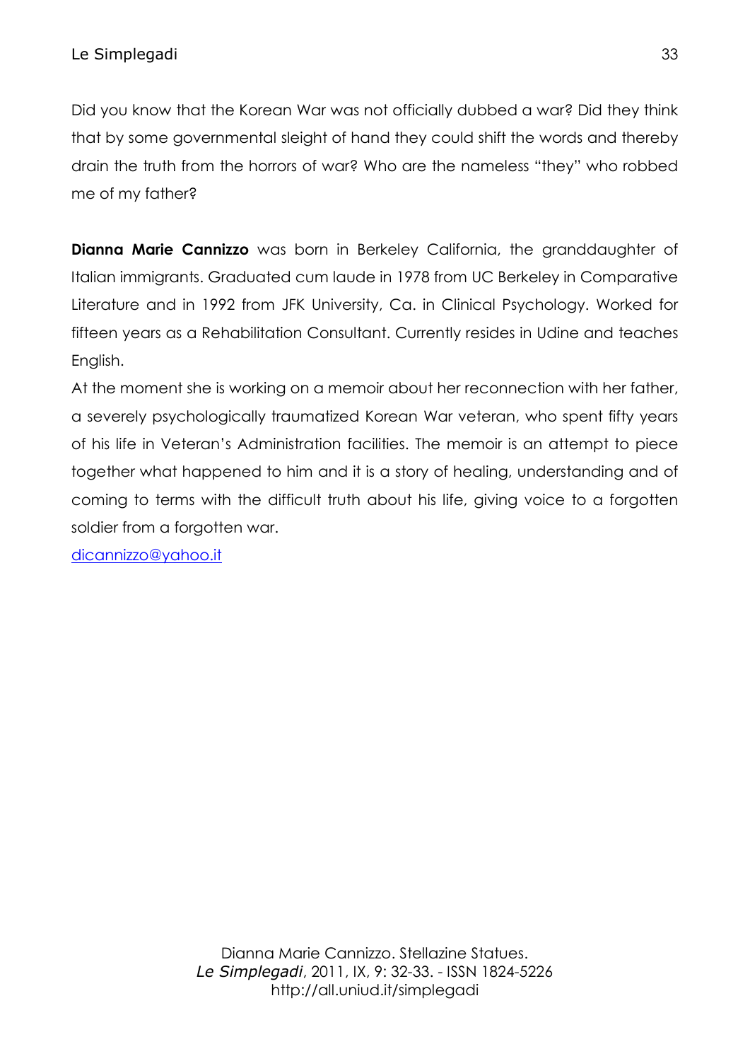Did you know that the Korean War was not officially dubbed a war? Did they think that by some governmental sleight of hand they could shift the words and thereby drain the truth from the horrors of war? Who are the nameless "they" who robbed me of my father?

**Dianna Marie Cannizzo** was born in Berkeley California, the granddaughter of Italian immigrants. Graduated cum laude in 1978 from UC Berkeley in Comparative Literature and in 1992 from JFK University, Ca. in Clinical Psychology. Worked for fifteen years as a Rehabilitation Consultant. Currently resides in Udine and teaches English.

At the moment she is working on a memoir about her reconnection with her father, a severely psychologically traumatized Korean War veteran, who spent fifty years of his life in Veteran's Administration facilities. The memoir is an attempt to piece together what happened to him and it is a story of healing, understanding and of coming to terms with the difficult truth about his life, giving voice to a forgotten soldier from a forgotten war.

dicannizzo@yahoo.it